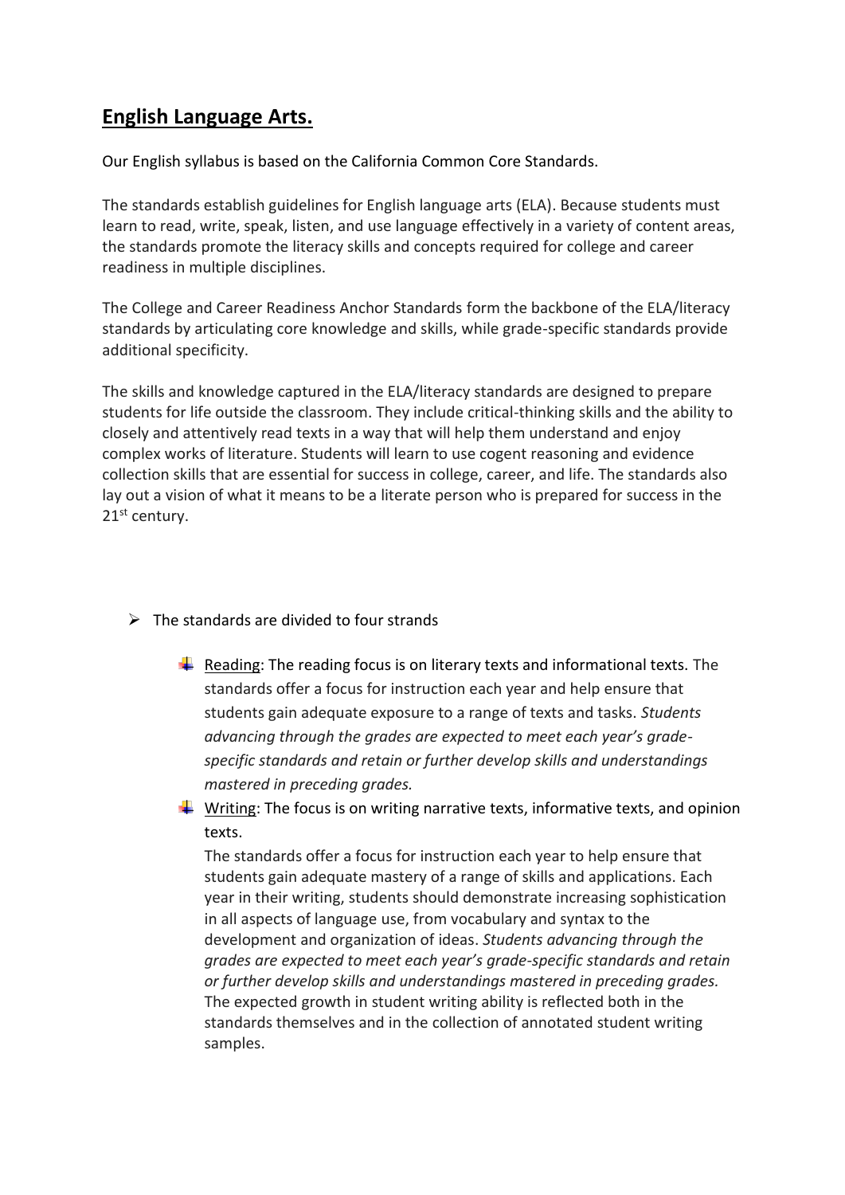# **English Language Arts.**

Our English syllabus is based on the California Common Core Standards.

The standards establish guidelines for English language arts (ELA). Because students must learn to read, write, speak, listen, and use language effectively in a variety of content areas, the standards promote the literacy skills and concepts required for college and career readiness in multiple disciplines.

The College and Career Readiness Anchor Standards form the backbone of the ELA/literacy standards by articulating core knowledge and skills, while grade-specific standards provide additional specificity.

The skills and knowledge captured in the ELA/literacy standards are designed to prepare students for life outside the classroom. They include critical-thinking skills and the ability to closely and attentively read texts in a way that will help them understand and enjoy complex works of literature. Students will learn to use cogent reasoning and evidence collection skills that are essential for success in college, career, and life. The standards also lay out a vision of what it means to be a literate person who is prepared for success in the 21st century.

- The standards are divided to four strands

  - Reading: The reading focus is on literary texts and informational texts. The standards offer a focus for instruction each year and help ensure that students gain adequate exposure to a range of texts and tasks. *Students advancing through the grades are expected to meet each year's grade-specific standards and retain or further develop skills and understandings mastered in preceding grades.*
  - Writing: The focus is on writing narrative texts, informative texts, and opinion texts.

    The standards offer a focus for instruction each year to help ensure that students gain adequate mastery of a range of skills and applications. Each year in their writing, students should demonstrate increasing sophistication in all aspects of language use, from vocabulary and syntax to the development and organization of ideas. *Students advancing through the grades are expected to meet each year's grade-specific standards and retain or further develop skills and understandings mastered in preceding grades.* The expected growth in student writing ability is reflected both in the standards themselves and in the collection of annotated student writing samples.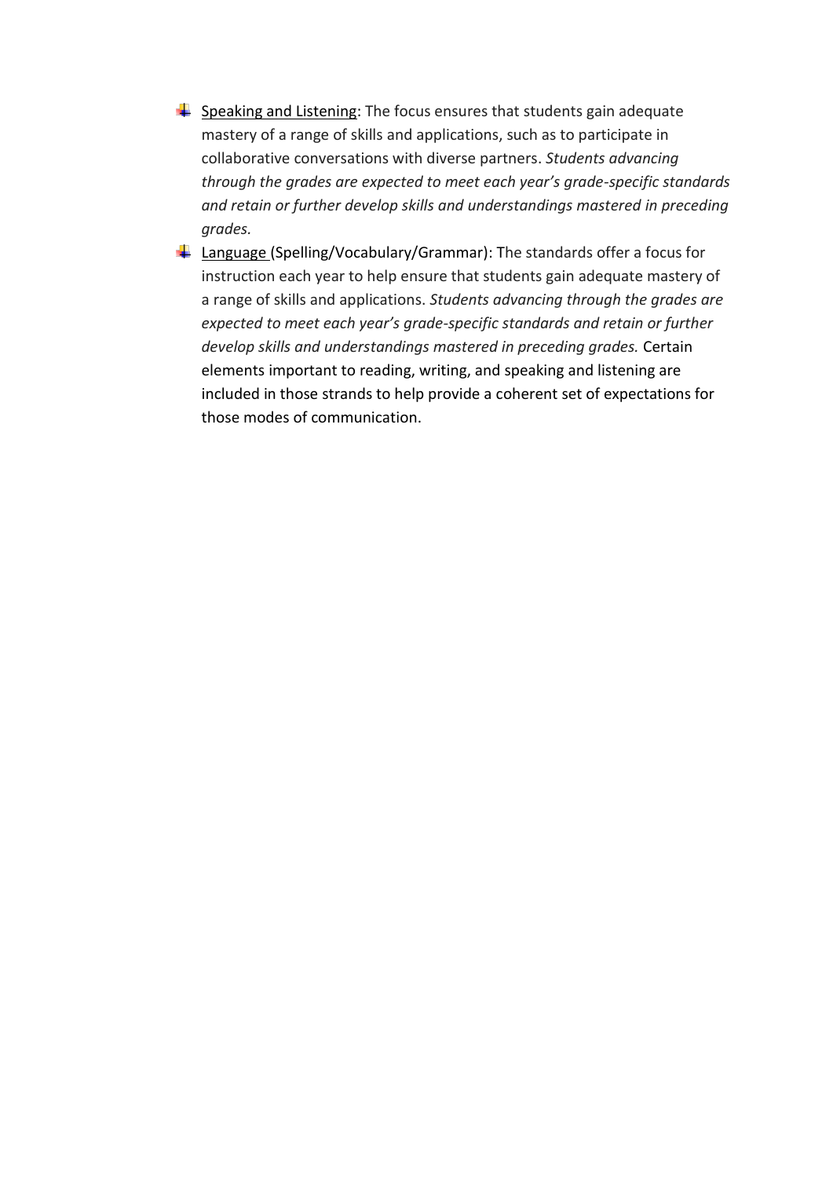- Speaking and Listening: The focus ensures that students gain adequate mastery of a range of skills and applications, such as to participate in collaborative conversations with diverse partners. *Students advancing through the grades are expected to meet each year's grade-specific standards and retain or further develop skills and understandings mastered in preceding grades.*
- Language (Spelling/Vocabulary/Grammar): The standards offer a focus for instruction each year to help ensure that students gain adequate mastery of a range of skills and applications. *Students advancing through the grades are expected to meet each year's grade-specific standards and retain or further develop skills and understandings mastered in preceding grades.* Certain elements important to reading, writing, and speaking and listening are included in those strands to help provide a coherent set of expectations for those modes of communication.